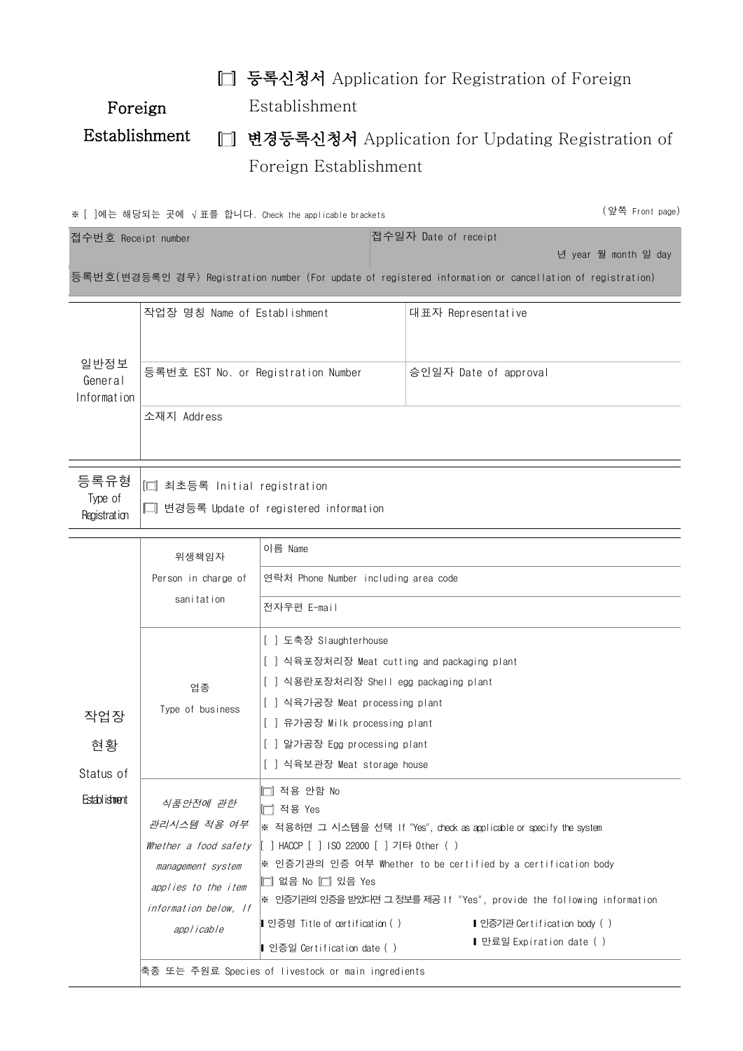**Foreign Establishment**

[ ] **등록신청서** Application for Registration of Foreign Establishment

[ ] **변경등록신청서** Application for Updating Registration of Foreign Establishment

※ [ ]에는 해당되는 곳에 √ 표를 합니다. Check the applicable brackets (앞쪽 Front page)

| 접수번호 Receipt number | 접수일자 Date of receipt 년 year 월 month 일 day |
|---|---|
| 등록번호(변경등록인 경우) Registration number (For update of registered information or cancellation of registration) | |

| 일반정보 General Information | 작업장 명칭 Name of Establishment | 대표자 Representative |
|---|---|---|
| | 등록번호 EST No. or Registration Number | 승인일자 Date of approval |
| | 소재지 Address | |

| 등록유형 Type of Registration | [ ] 최초등록 Initial registration<br>[ ] 변경등록 Update of registered information |
|---|---|

| 작업장 현황 Status of Establishment | 위생책임자 Person in charge of sanitation | 이름 Name |
|---|---|---|
| | | 연락처 Phone Number including area code |
| | | 전자우편 E-mail |
| | 업종 Type of business | [ ] 도축장 Slaughterhouse<br>[ ] 식육포장처리장 Meat cutting and packaging plant<br>[ ] 식용란포장처리장 Shell egg packaging plant<br>[ ] 식육가공장 Meat processing plant<br>[ ] 유가공장 Milk processing plant<br>[ ] 알가공장 Egg processing plant<br>[ ] 식육보관장 Meat storage house |
| | *식품안전에 관한 관리시스템 적용 여부 Whether a food safety management system applies to the item information below, If applicable* | [ ] 적용 안함 No<br>[ ] 적용 Yes<br>※ 적용하면 그 시스템을 선택 If "Yes", check as applicable or specify the system<br>[ ] HACCP [ ] ISO 22000 [ ] 기타 Other ( )<br>※ 인증기관의 인증 여부 Whether to be certified by a certification body<br>[ ] 없음 No [ ] 있음 Yes<br>※ 인증기관의 인증을 받았다면 그 정보를 제공 If "Yes", provide the following information<br>▮ 인증명 Title of certification ( ) ▮ 인증기관 Certification body ( )<br>▮ 인증일 Certification date ( ) ▮ 만료일 Expiration date ( ) |
| | 축종 또는 주원료 Species of livestock or main ingredients | |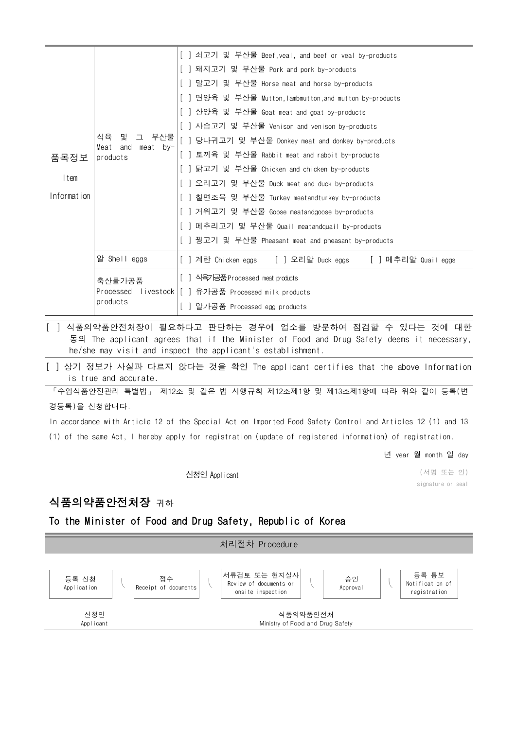| | | |
|---|---|---|
| 품목정보<br><br>Item<br><br>Information | 식육 및 그 부산물<br>Meat and meat by-products | [ ] 쇠고기 및 부산물 Beef,veal, and beef or veal by-products<br>[ ] 돼지고기 및 부산물 Pork and pork by-products<br>[ ] 말고기 및 부산물 Horse meat and horse by-products<br>[ ] 면양육 및 부산물 Mutton,lambmutton,and mutton by-products<br>[ ] 산양육 및 부산물 Goat meat and goat by-products<br>[ ] 사슴고기 및 부산물 Venison and venison by-products<br>[ ] 당나귀고기 및 부산물 Donkey meat and donkey by-products<br>[ ] 토끼육 및 부산물 Rabbit meat and rabbit by-products<br>[ ] 닭고기 및 부산물 Chicken and chicken by-products<br>[ ] 오리고기 및 부산물 Duck meat and duck by-products<br>[ ] 칠면조육 및 부산물 Turkey meatandturkey by-products<br>[ ] 거위고기 및 부산물 Goose meatandgoose by-products<br>[ ] 메추리고기 및 부산물 Quail meatandquail by-products<br>[ ] 꿩고기 및 부산물 Pheasant meat and pheasant by-products |
| | 알 Shell eggs | [ ] 계란 Chicken eggs [ ] 오리알 Duck eggs [ ] 메추리알 Quail eggs |
| | 축산물가공품<br>Processed livestock products | [ ] 식육가공품Processed meat products<br>[ ] 유가공품 Processed milk products<br>[ ] 알가공품 Processed egg products |

[ ] 식품의약품안전처장이 필요하다고 판단하는 경우에 업소를 방문하여 점검할 수 있다는 것에 대한 동의 The applicant agrees that if the Minister of Food and Drug Safety deems it necessary, he/she may visit and inspect the applicant's establishment.

[ ] 상기 정보가 사실과 다르지 않다는 것을 확인 The applicant certifies that the above Information is true and accurate.

「수입식품안전관리 특별법」 제12조 및 같은 법 시행규칙 제12조제1항 및 제13조제1항에 따라 위와 같이 등록(변경등록)을 신청합니다.

In accordance with Article 12 of the Special Act on Imported Food Safety Control and Articles 12 (1) and 13 (1) of the same Act, I hereby apply for registration (update of registered information) of registration.

년 year 월 month 일 day

신청인 Applicant (서명 또는 인) signature or seal

## 식품의약품안전처장 귀하

## To the Minister of Food and Drug Safety, Republic of Korea

처리절차 Procedure

| 등록 신청 Application | → | 접수 Receipt of documents | → | 서류검토 또는 현지실사 Review of documents or onsite inspection | → | 승인 Approval | → | 등록 통보 Notification of registration |
|---|---|---|---|---|---|---|---|---|
| 신청인 Applicant | | 식품의약품안전처 Ministry of Food and Drug Safety | | | | | | |